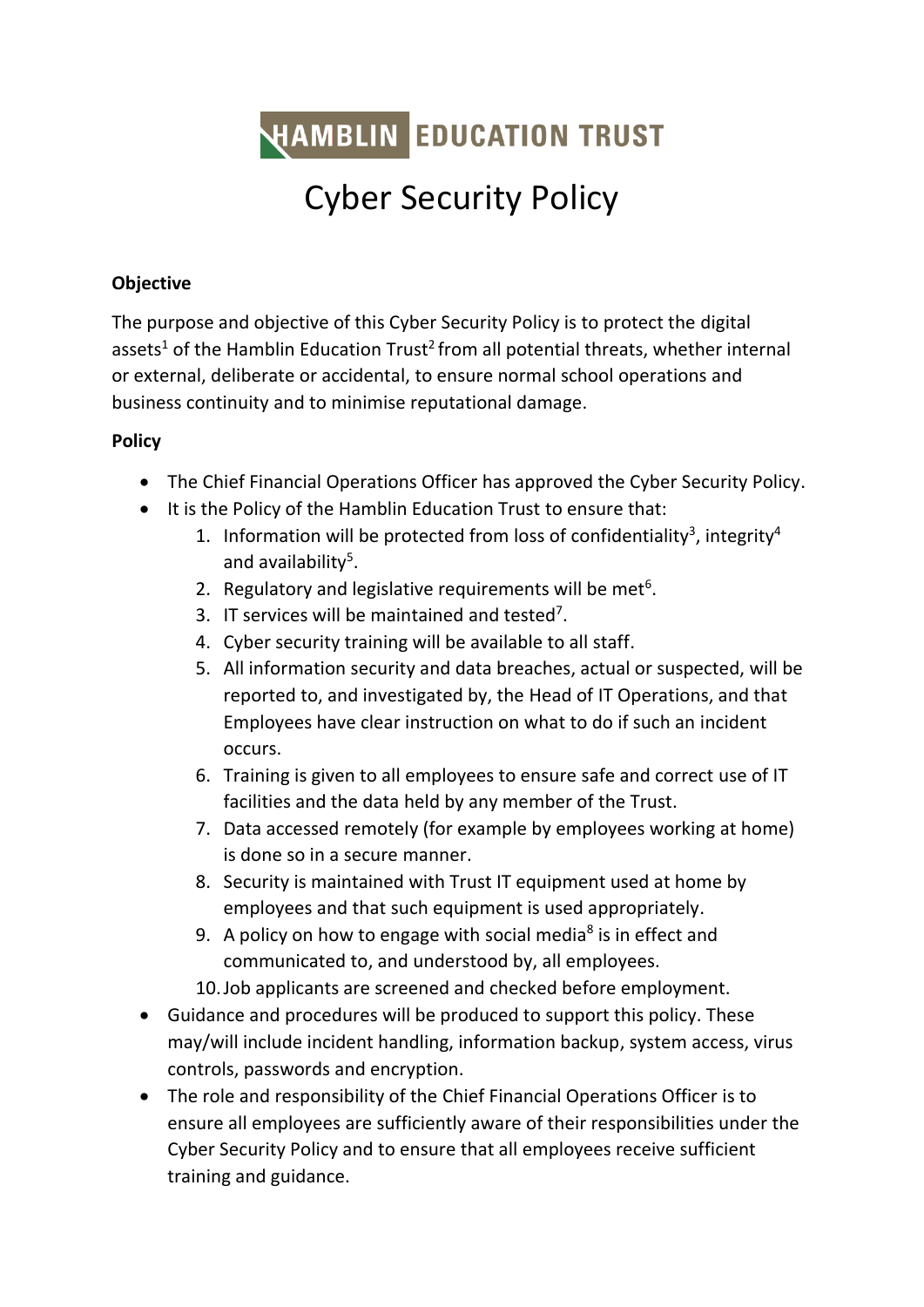HAMBLIN EDUCATION TRUST

# Cyber Security Policy

**Objective**

The purpose and objective of this Cyber Security Policy is to protect the digital assets[1] of the Hamblin Education Trust[2] from all potential threats, whether internal or external, deliberate or accidental, to ensure normal school operations and business continuity and to minimise reputational damage.

**Policy**

- The Chief Financial Operations Officer has approved the Cyber Security Policy.
- It is the Policy of the Hamblin Education Trust to ensure that:
    1. Information will be protected from loss of confidentiality[3], integrity[4] and availability[5].
    2. Regulatory and legislative requirements will be met[6].
    3. IT services will be maintained and tested[7].
    4. Cyber security training will be available to all staff.
    5. All information security and data breaches, actual or suspected, will be reported to, and investigated by, the Head of IT Operations, and that Employees have clear instruction on what to do if such an incident occurs.
    6. Training is given to all employees to ensure safe and correct use of IT facilities and the data held by any member of the Trust.
    7. Data accessed remotely (for example by employees working at home) is done so in a secure manner.
    8. Security is maintained with Trust IT equipment used at home by employees and that such equipment is used appropriately.
    9. A policy on how to engage with social media[8] is in effect and communicated to, and understood by, all employees.
    10. Job applicants are screened and checked before employment.
- Guidance and procedures will be produced to support this policy. These may/will include incident handling, information backup, system access, virus controls, passwords and encryption.
- The role and responsibility of the Chief Financial Operations Officer is to ensure all employees are sufficiently aware of their responsibilities under the Cyber Security Policy and to ensure that all employees receive sufficient training and guidance.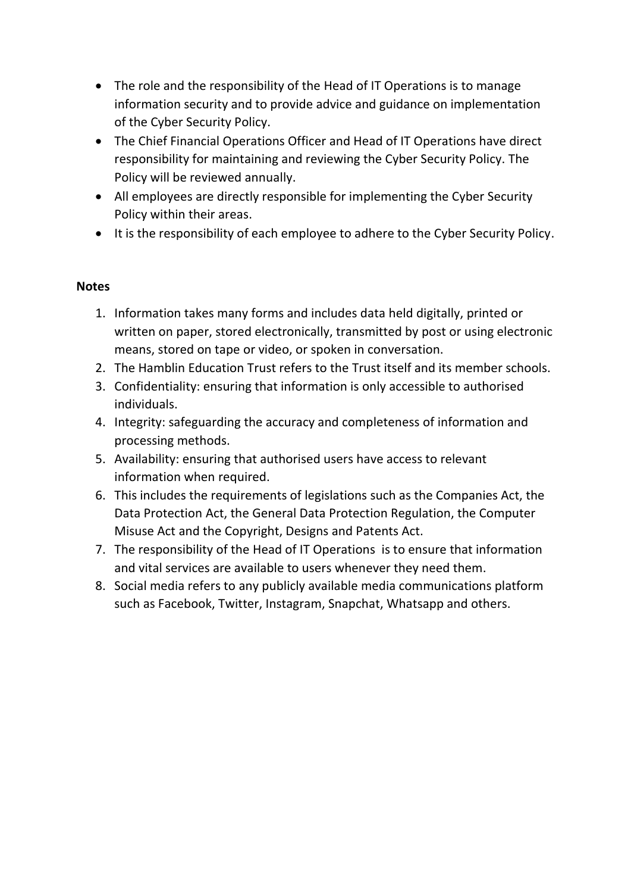- The role and the responsibility of the Head of IT Operations is to manage information security and to provide advice and guidance on implementation of the Cyber Security Policy.
- The Chief Financial Operations Officer and Head of IT Operations have direct responsibility for maintaining and reviewing the Cyber Security Policy. The Policy will be reviewed annually.
- All employees are directly responsible for implementing the Cyber Security Policy within their areas.
- It is the responsibility of each employee to adhere to the Cyber Security Policy.

**Notes**

1. Information takes many forms and includes data held digitally, printed or written on paper, stored electronically, transmitted by post or using electronic means, stored on tape or video, or spoken in conversation.
2. The Hamblin Education Trust refers to the Trust itself and its member schools.
3. Confidentiality: ensuring that information is only accessible to authorised individuals.
4. Integrity: safeguarding the accuracy and completeness of information and processing methods.
5. Availability: ensuring that authorised users have access to relevant information when required.
6. This includes the requirements of legislations such as the Companies Act, the Data Protection Act, the General Data Protection Regulation, the Computer Misuse Act and the Copyright, Designs and Patents Act.
7. The responsibility of the Head of IT Operations is to ensure that information and vital services are available to users whenever they need them.
8. Social media refers to any publicly available media communications platform such as Facebook, Twitter, Instagram, Snapchat, Whatsapp and others.